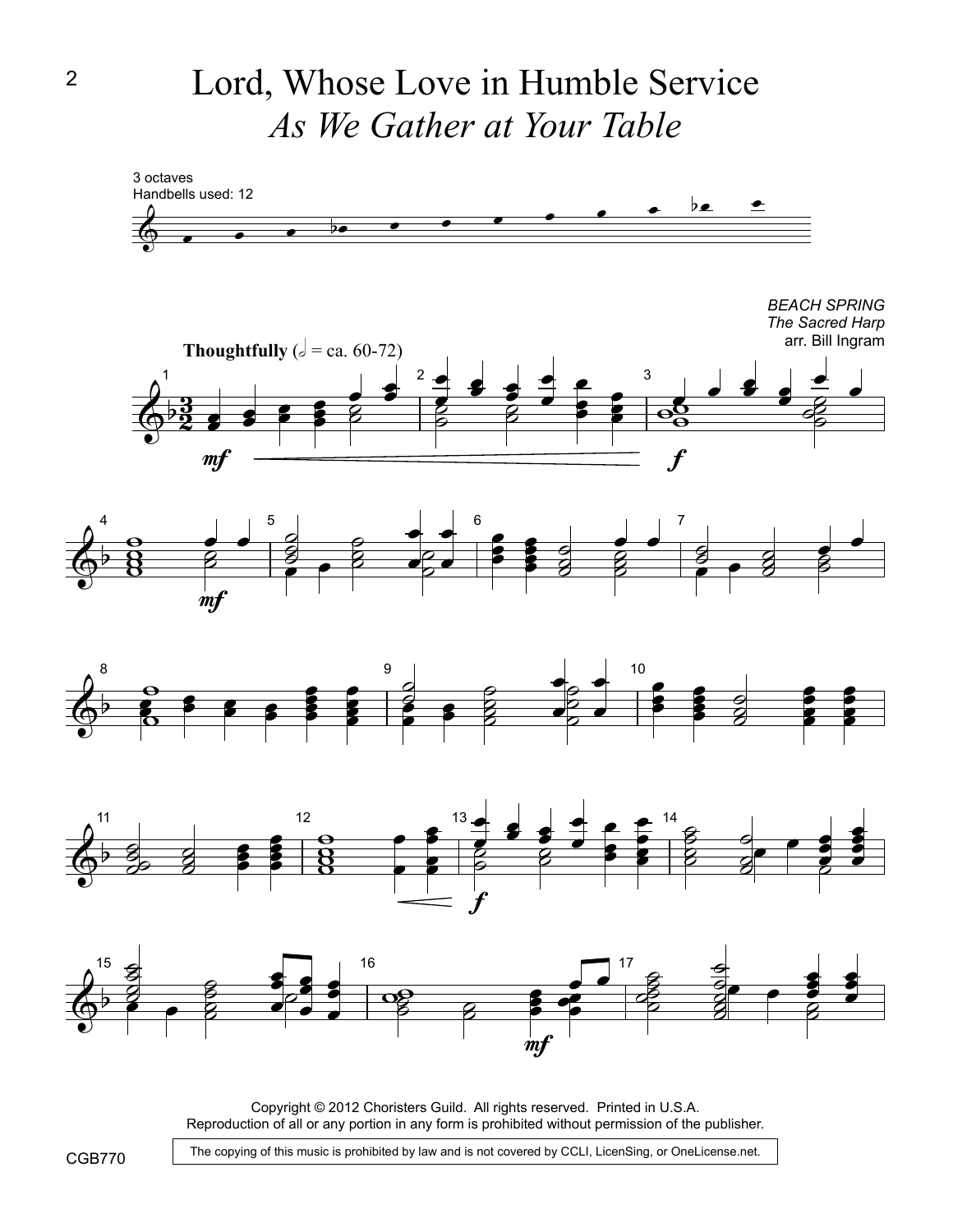# Lord, Whose Love in Humble Service

## *As We Gather at Your Table*

3 octaves
Handbells used: 12

*BEACH SPRING*
*The Sacred Harp*
arr. Bill Ingram

**Thoughtfully** (𝅗𝅥 = ca. 60-72)

Copyright © 2012 Choristers Guild. All rights reserved. Printed in U.S.A.
Reproduction of all or any portion in any form is prohibited without permission of the publisher.

The copying of this music is prohibited by law and is not covered by CCLI, LicenSing, or OneLicense.net.

CGB770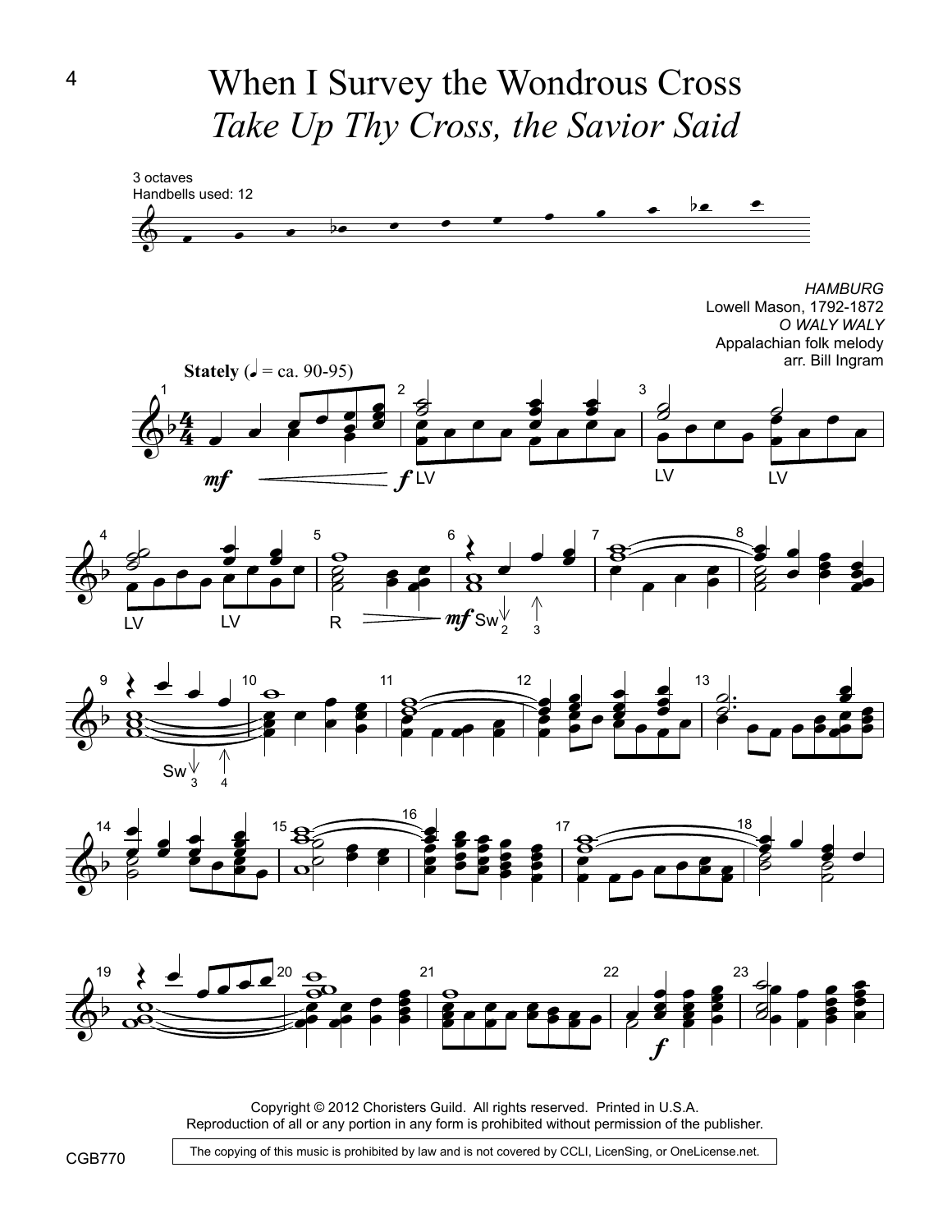# When I Survey the Wondrous Cross

## *Take Up Thy Cross, the Savior Said*

3 octaves
Handbells used: 12

*HAMBURG*
Lowell Mason, 1792-1872
*O WALY WALY*
Appalachian folk melody
arr. Bill Ingram

**Stately** (♩ = ca. 90-95)

Copyright © 2012 Choristers Guild. All rights reserved. Printed in U.S.A.
Reproduction of all or any portion in any form is prohibited without permission of the publisher.

CGB770

The copying of this music is prohibited by law and is not covered by CCLI, LicenSing, or OneLicense.net.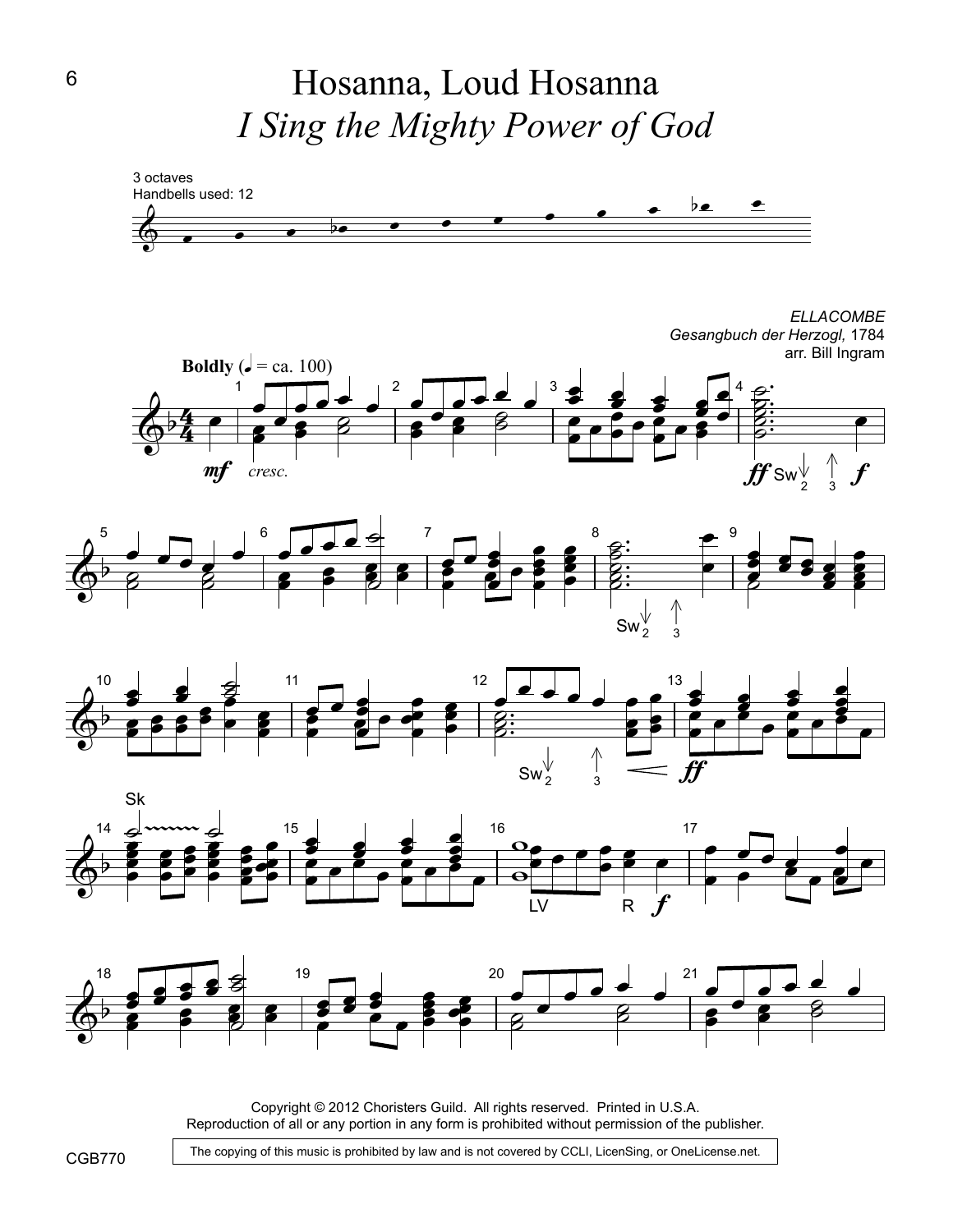# Hosanna, Loud Hosanna

## *I Sing the Mighty Power of God*

3 octaves
Handbells used: 12

*ELLACOMBE*
*Gesangbuch der Herzogl,* 1784
arr. Bill Ingram

**Boldly** (♩ = ca. 100)

Copyright © 2012 Choristers Guild. All rights reserved. Printed in U.S.A.
Reproduction of all or any portion in any form is prohibited without permission of the publisher.

The copying of this music is prohibited by law and is not covered by CCLI, LicenSing, or OneLicense.net.

CGB770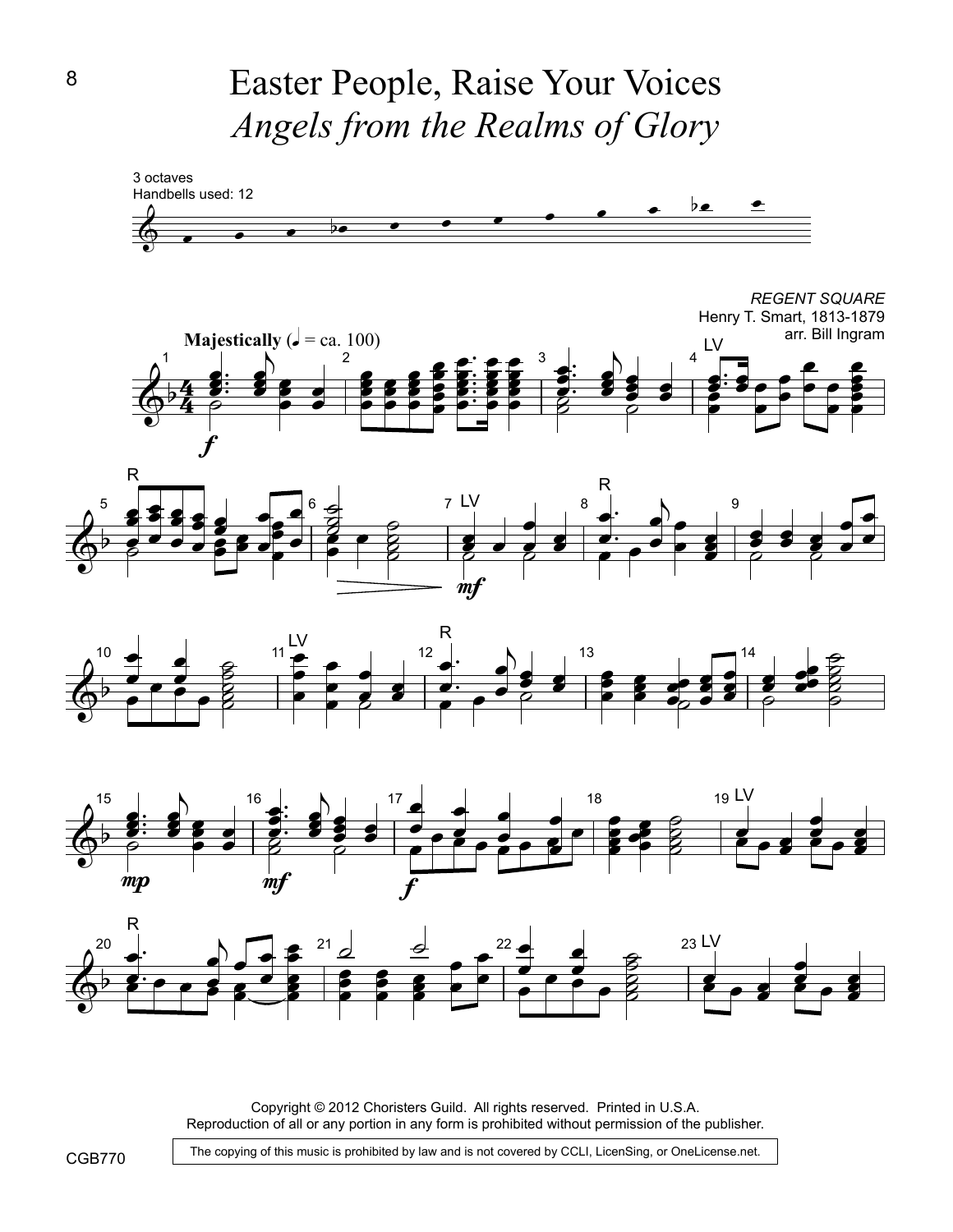# Easter People, Raise Your Voices

## *Angels from the Realms of Glory*

3 octaves
Handbells used: 12

*REGENT SQUARE*
Henry T. Smart, 1813-1879
arr. Bill Ingram

**Majestically** (♩ = ca. 100)

Copyright © 2012 Choristers Guild. All rights reserved. Printed in U.S.A.
Reproduction of all or any portion in any form is prohibited without permission of the publisher.

The copying of this music is prohibited by law and is not covered by CCLI, LicenSing, or OneLicense.net.

CGB770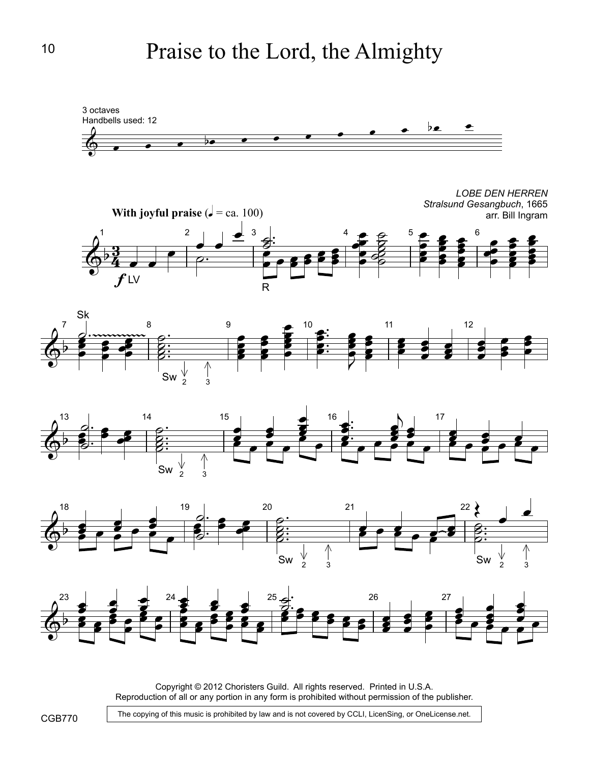# Praise to the Lord, the Almighty

3 octaves
Handbells used: 12

*LOBE DEN HERREN*
*Stralsund Gesangbuch*, 1665
arr. Bill Ingram

**With joyful praise** (♩ = ca. 100)

Copyright © 2012 Choristers Guild. All rights reserved. Printed in U.S.A.
Reproduction of all or any portion in any form is prohibited without permission of the publisher.

CGB770

The copying of this music is prohibited by law and is not covered by CCLI, LicenSing, or OneLicense.net.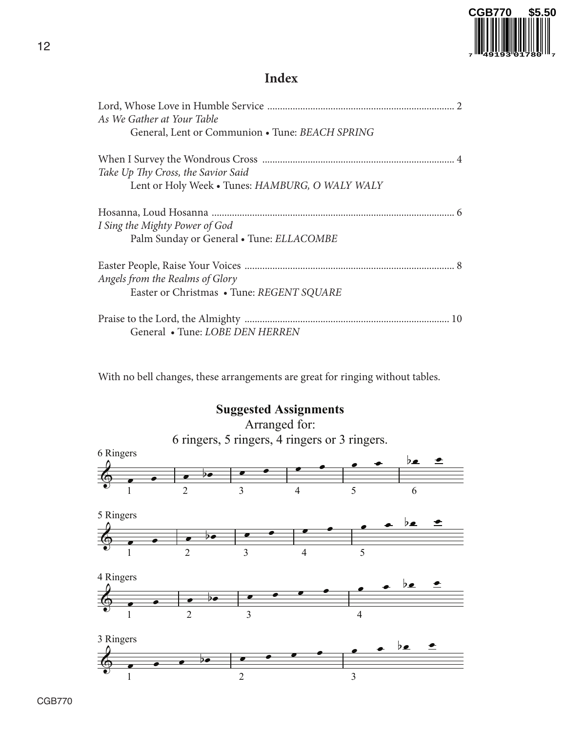CGB770 $5.50

# Index

Lord, Whose Love in Humble Service .......................................................................... 2
*As We Gather at Your Table*
General, Lent or Communion • Tune: *BEACH SPRING*

When I Survey the Wondrous Cross ............................................................................ 4
*Take Up Thy Cross, the Savior Said*
Lent or Holy Week • Tunes: *HAMBURG, O WALY WALY*

Hosanna, Loud Hosanna ................................................................................................ 6
*I Sing the Mighty Power of God*
Palm Sunday or General • Tune: *ELLACOMBE*

Easter People, Raise Your Voices .................................................................................. 8
*Angels from the Realms of Glory*
Easter or Christmas • Tune: *REGENT SQUARE*

Praise to the Lord, the Almighty ................................................................................. 10
General • Tune: *LOBE DEN HERREN*

With no bell changes, these arrangements are great for ringing without tables.

## Suggested Assignments

Arranged for:
6 ringers, 5 ringers, 4 ringers or 3 ringers.

6 Ringers
1 2 3 4 5 6

5 Ringers
1 2 3 4 5

4 Ringers
1 2 3 4

3 Ringers
1 2 3